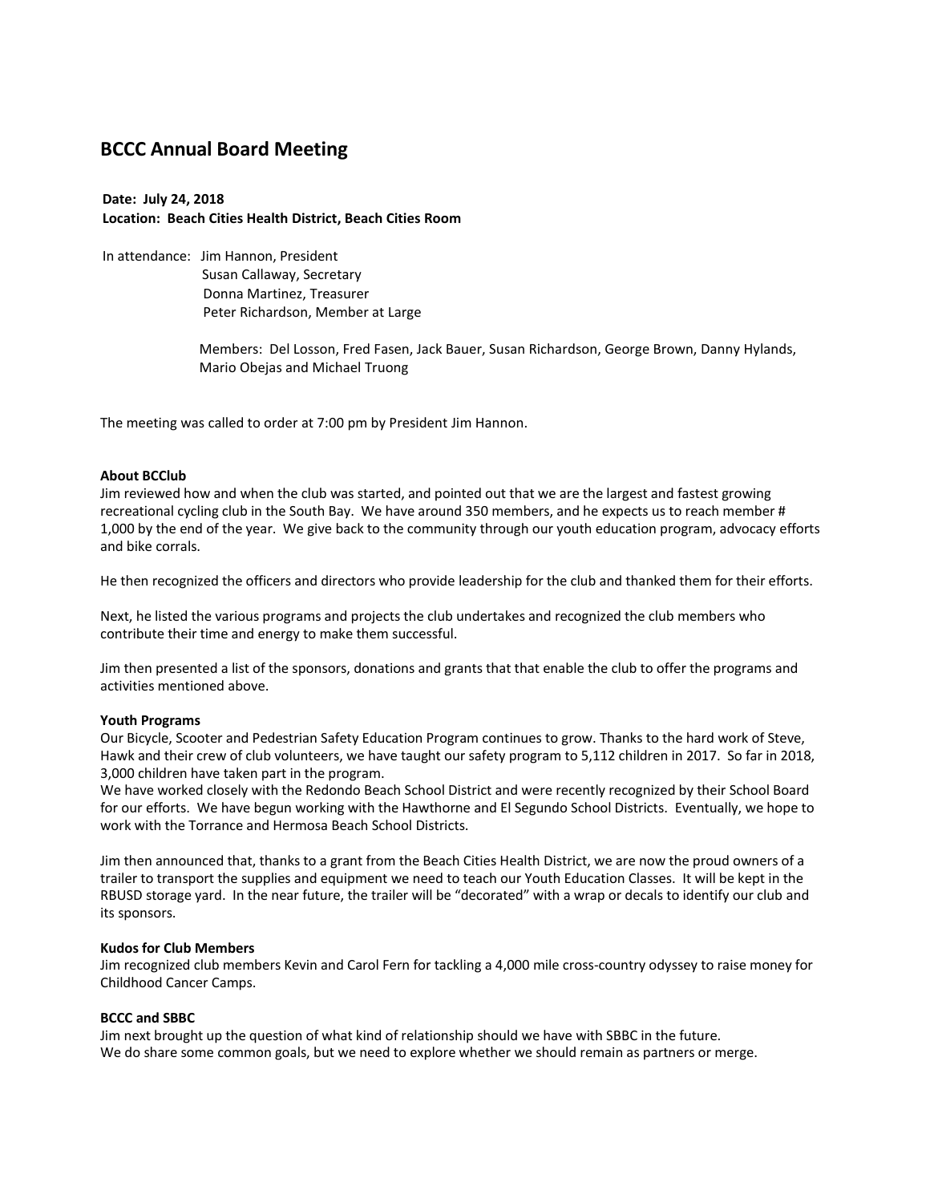# BCCC Annual Board Meeting

**Date: July 24, 2018**
**Location: Beach Cities Health District, Beach Cities Room**

In attendance: Jim Hannon, President
Susan Callaway, Secretary
Donna Martinez, Treasurer
Peter Richardson, Member at Large

Members: Del Losson, Fred Fasen, Jack Bauer, Susan Richardson, George Brown, Danny Hylands, Mario Obejas and Michael Truong

The meeting was called to order at 7:00 pm by President Jim Hannon.

**About BCClub**
Jim reviewed how and when the club was started, and pointed out that we are the largest and fastest growing recreational cycling club in the South Bay. We have around 350 members, and he expects us to reach member # 1,000 by the end of the year. We give back to the community through our youth education program, advocacy efforts and bike corrals.

He then recognized the officers and directors who provide leadership for the club and thanked them for their efforts.

Next, he listed the various programs and projects the club undertakes and recognized the club members who contribute their time and energy to make them successful.

Jim then presented a list of the sponsors, donations and grants that that enable the club to offer the programs and activities mentioned above.

**Youth Programs**
Our Bicycle, Scooter and Pedestrian Safety Education Program continues to grow. Thanks to the hard work of Steve, Hawk and their crew of club volunteers, we have taught our safety program to 5,112 children in 2017. So far in 2018, 3,000 children have taken part in the program.
We have worked closely with the Redondo Beach School District and were recently recognized by their School Board for our efforts. We have begun working with the Hawthorne and El Segundo School Districts. Eventually, we hope to work with the Torrance and Hermosa Beach School Districts.

Jim then announced that, thanks to a grant from the Beach Cities Health District, we are now the proud owners of a trailer to transport the supplies and equipment we need to teach our Youth Education Classes. It will be kept in the RBUSD storage yard. In the near future, the trailer will be "decorated" with a wrap or decals to identify our club and its sponsors.

**Kudos for Club Members**
Jim recognized club members Kevin and Carol Fern for tackling a 4,000 mile cross-country odyssey to raise money for Childhood Cancer Camps.

**BCCC and SBBC**
Jim next brought up the question of what kind of relationship should we have with SBBC in the future.
We do share some common goals, but we need to explore whether we should remain as partners or merge.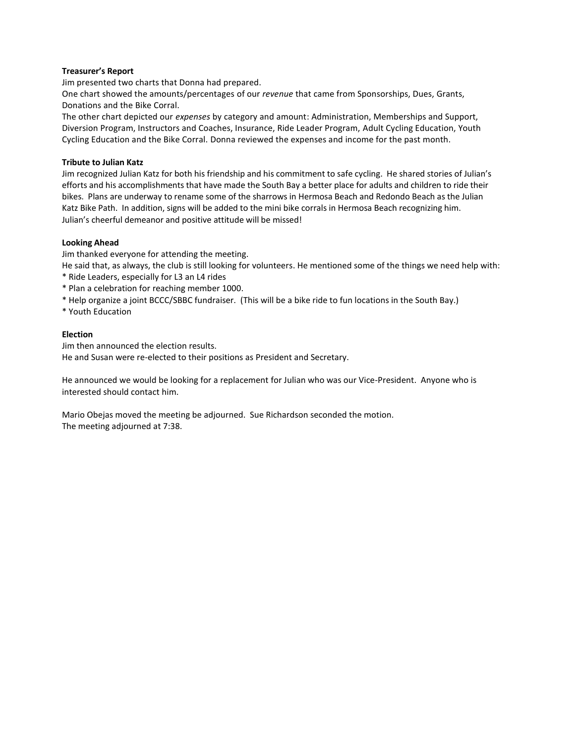**Treasurer's Report**

Jim presented two charts that Donna had prepared.

One chart showed the amounts/percentages of our *revenue* that came from Sponsorships, Dues, Grants, Donations and the Bike Corral.

The other chart depicted our *expenses* by category and amount: Administration, Memberships and Support, Diversion Program, Instructors and Coaches, Insurance, Ride Leader Program, Adult Cycling Education, Youth Cycling Education and the Bike Corral. Donna reviewed the expenses and income for the past month.

**Tribute to Julian Katz**

Jim recognized Julian Katz for both his friendship and his commitment to safe cycling. He shared stories of Julian's efforts and his accomplishments that have made the South Bay a better place for adults and children to ride their bikes. Plans are underway to rename some of the sharrows in Hermosa Beach and Redondo Beach as the Julian Katz Bike Path. In addition, signs will be added to the mini bike corrals in Hermosa Beach recognizing him. Julian's cheerful demeanor and positive attitude will be missed!

**Looking Ahead**

Jim thanked everyone for attending the meeting.

He said that, as always, the club is still looking for volunteers. He mentioned some of the things we need help with:

* Ride Leaders, especially for L3 an L4 rides
* Plan a celebration for reaching member 1000.
* Help organize a joint BCCC/SBBC fundraiser. (This will be a bike ride to fun locations in the South Bay.)
* Youth Education

**Election**

Jim then announced the election results.

He and Susan were re-elected to their positions as President and Secretary.

He announced we would be looking for a replacement for Julian who was our Vice-President. Anyone who is interested should contact him.

Mario Obejas moved the meeting be adjourned. Sue Richardson seconded the motion.

The meeting adjourned at 7:38.